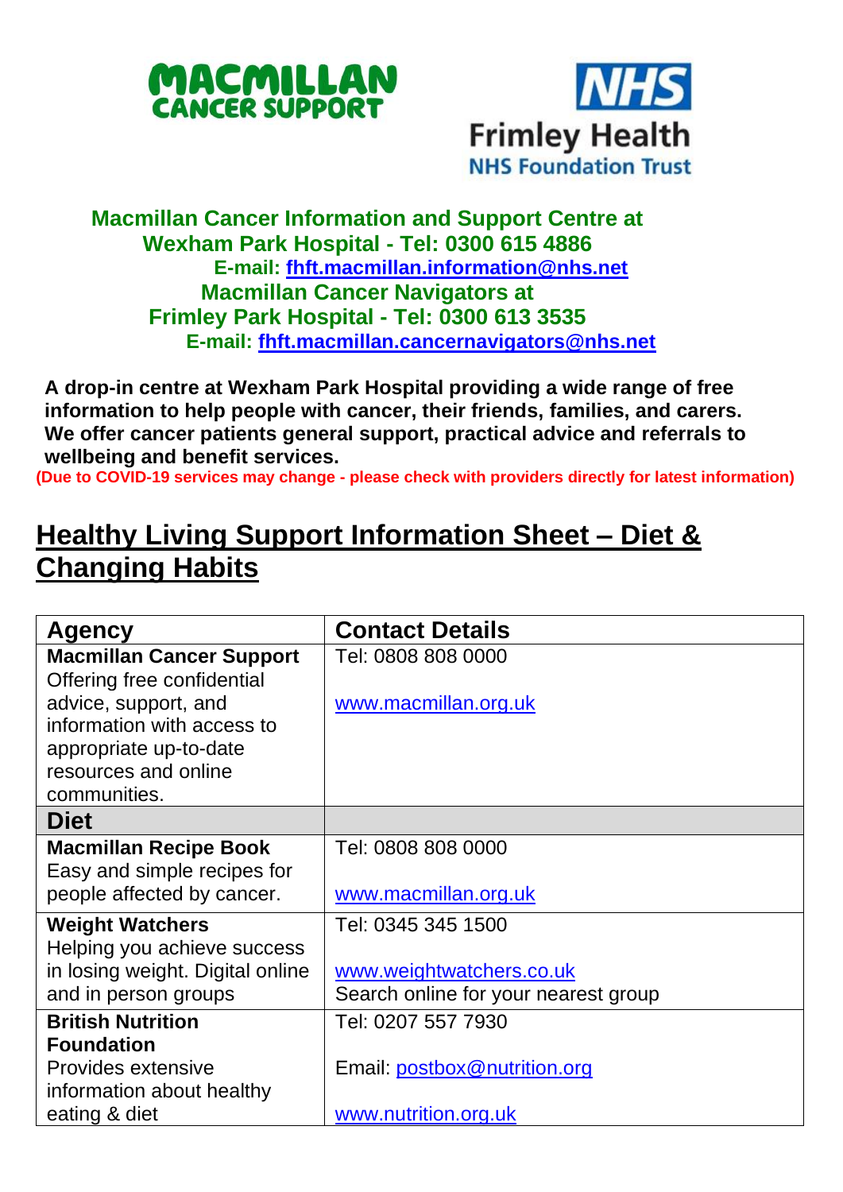**Macmillan Cancer Information and Support Centre at Wexham Park Hospital - Tel: 0300 615 4886**
**E-mail: fhft.macmillan.information@nhs.net**
**Macmillan Cancer Navigators at Frimley Park Hospital - Tel: 0300 613 3535**
**E-mail: fhft.macmillan.cancernavigators@nhs.net**

**A drop-in centre at Wexham Park Hospital providing a wide range of free information to help people with cancer, their friends, families, and carers. We offer cancer patients general support, practical advice and referrals to wellbeing and benefit services.**

**(Due to COVID-19 services may change - please check with providers directly for latest information)**

# Healthy Living Support Information Sheet – Diet & Changing Habits

| Agency | Contact Details |
|---|---|
| **Macmillan Cancer Support** Offering free confidential advice, support, and information with access to appropriate up-to-date resources and online communities. | Tel: 0808 808 0000<br><br>www.macmillan.org.uk |
| **Diet** | |
| **Macmillan Recipe Book** Easy and simple recipes for people affected by cancer. | Tel: 0808 808 0000<br><br>www.macmillan.org.uk |
| **Weight Watchers** Helping you achieve success in losing weight. Digital online and in person groups | Tel: 0345 345 1500<br><br>www.weightwatchers.co.uk<br>Search online for your nearest group |
| **British Nutrition Foundation** Provides extensive information about healthy eating & diet | Tel: 0207 557 7930<br><br>Email: postbox@nutrition.org<br><br>www.nutrition.org.uk |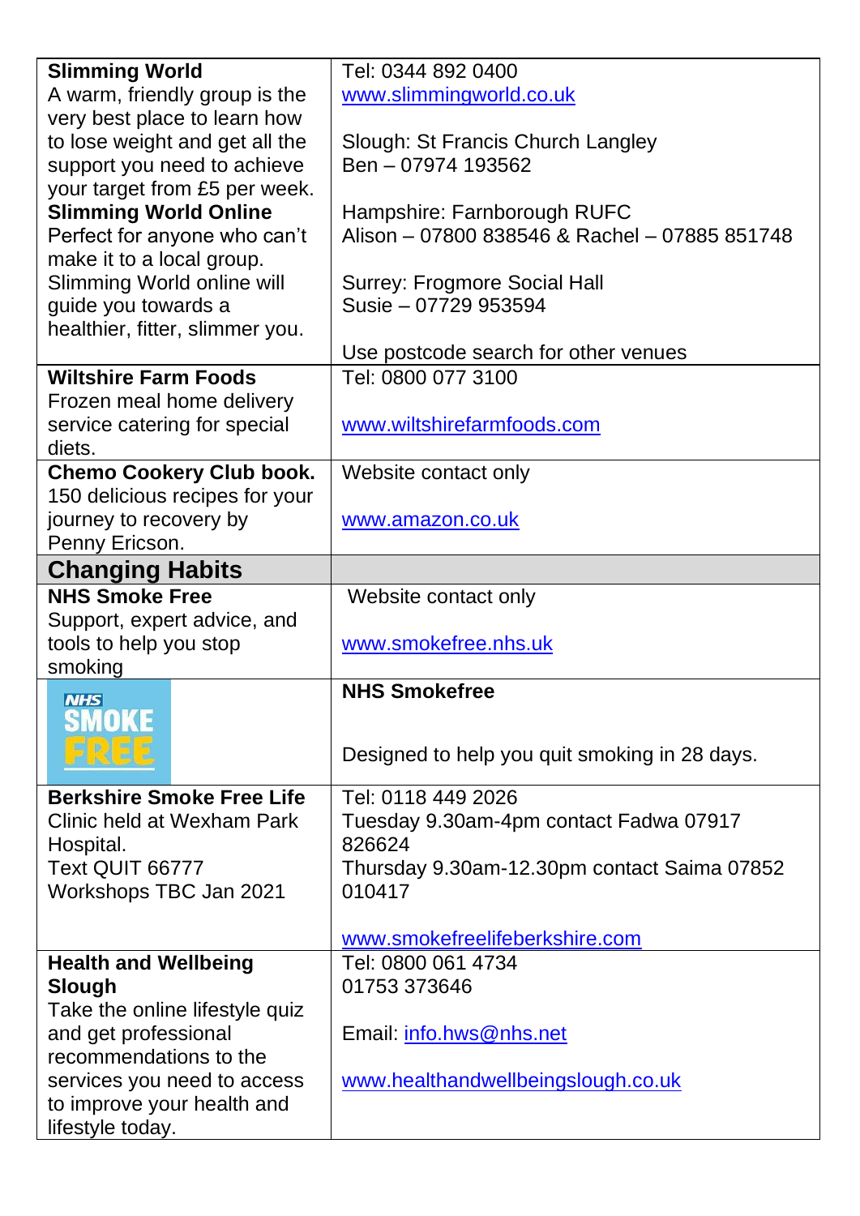| | |
|---|---|
| **Slimming World** A warm, friendly group is the very best place to learn how to lose weight and get all the support you need to achieve your target from £5 per week. **Slimming World Online** Perfect for anyone who can't make it to a local group. Slimming World online will guide you towards a healthier, fitter, slimmer you. | Tel: 0344 892 0400 www.slimmingworld.co.uk <br><br> Slough: St Francis Church Langley Ben – 07974 193562 <br><br> Hampshire: Farnborough RUFC Alison – 07800 838546 & Rachel – 07885 851748 <br><br> Surrey: Frogmore Social Hall Susie – 07729 953594 <br><br> Use postcode search for other venues |
| **Wiltshire Farm Foods** Frozen meal home delivery service catering for special diets. | Tel: 0800 077 3100 <br><br> www.wiltshirefarmfoods.com |
| **Chemo Cookery Club book.** 150 delicious recipes for your journey to recovery by Penny Ericson. | Website contact only <br><br> www.amazon.co.uk |
| **Changing Habits** | |
| **NHS Smoke Free** Support, expert advice, and tools to help you stop smoking | Website contact only <br><br> www.smokefree.nhs.uk |
| NHS SMOKE FREE | **NHS Smokefree** <br><br> Designed to help you quit smoking in 28 days. |
| **Berkshire Smoke Free Life** Clinic held at Wexham Park Hospital. Text QUIT 66777 Workshops TBC Jan 2021 | Tel: 0118 449 2026 Tuesday 9.30am-4pm contact Fadwa 07917 826624 Thursday 9.30am-12.30pm contact Saima 07852 010417 <br><br> www.smokefreelifeberkshire.com |
| **Health and Wellbeing Slough** Take the online lifestyle quiz and get professional recommendations to the services you need to access to improve your health and lifestyle today. | Tel: 0800 061 4734 01753 373646 <br><br> Email: info.hws@nhs.net <br><br> www.healthandwellbeingslough.co.uk |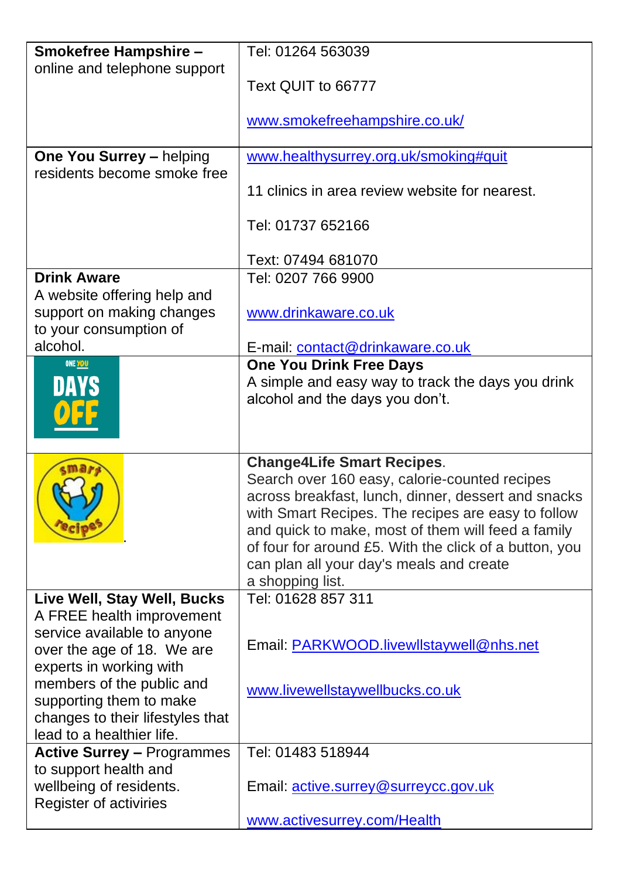| | |
|---|---|
| **Smokefree Hampshire –** online and telephone support | Tel: 01264 563039<br><br>Text QUIT to 66777<br><br>www.smokefreehampshire.co.uk/ |
| **One You Surrey –** helping residents become smoke free | www.healthysurrey.org.uk/smoking#quit<br><br>11 clinics in area review website for nearest.<br><br>Tel: 01737 652166<br><br>Text: 07494 681070 |
| **Drink Aware**<br>A website offering help and support on making changes to your consumption of alcohol. | Tel: 0207 766 9900<br><br>www.drinkaware.co.uk<br><br>E-mail: contact@drinkaware.co.uk |
| ONE YOU DAYS OFF | **One You Drink Free Days**<br>A simple and easy way to track the days you drink alcohol and the days you don't. |
| smart recipes . | **Change4Life Smart Recipes**.<br>Search over 160 easy, calorie-counted recipes across breakfast, lunch, dinner, dessert and snacks with Smart Recipes. The recipes are easy to follow and quick to make, most of them will feed a family of four for around £5. With the click of a button, you can plan all your day's meals and create a shopping list. |
| **Live Well, Stay Well, Bucks**<br>A FREE health improvement service available to anyone over the age of 18. We are experts in working with members of the public and supporting them to make changes to their lifestyles that lead to a healthier life. | Tel: 01628 857 311<br><br>Email: PARKWOOD.livewllstaywell@nhs.net<br><br>www.livewellstaywellbucks.co.uk |
| **Active Surrey –** Programmes to support health and wellbeing of residents. Register of activiries | Tel: 01483 518944<br><br>Email: active.surrey@surreycc.gov.uk<br><br>www.activesurrey.com/Health |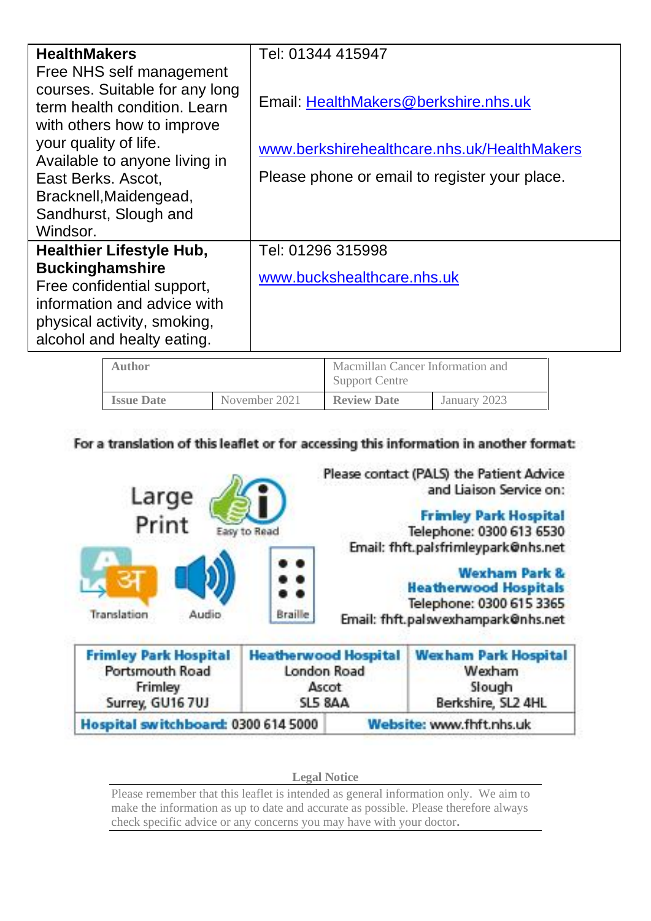| | |
|---|---|
| **HealthMakers** Free NHS self management courses. Suitable for any long term health condition. Learn with others how to improve your quality of life. Available to anyone living in East Berks. Ascot, Bracknell,Maidengead, Sandhurst, Slough and Windsor. | Tel: 01344 415947<br><br>Email: HealthMakers@berkshire.nhs.uk<br><br>www.berkshirehealthcare.nhs.uk/HealthMakers<br><br>Please phone or email to register your place. |
| **Healthier Lifestyle Hub, Buckinghamshire** Free confidential support, information and advice with physical activity, smoking, alcohol and healty eating. | Tel: 01296 315998<br><br>www.buckshealthcare.nhs.uk |

| | | | |
|---|---|---|---|
| **Author** | | Macmillan Cancer Information and Support Centre | |
| **Issue Date** | November 2021 | **Review Date** | January 2023 |

**For a translation of this leaflet or for accessing this information in another format:**

Large Print

Easy to Read

Translation

Audio

Braille

Please contact (PALS) the Patient Advice and Liaison Service on:

**Frimley Park Hospital**
Telephone: 0300 613 6530
Email: fhft.palsfrimleypark@nhs.net

**Wexham Park & Heatherwood Hospitals**
Telephone: 0300 615 3365
Email: fhft.palswexhampark@nhs.net

| | | |
|---|---|---|
| **Frimley Park Hospital**<br>Portsmouth Road<br>Frimley<br>Surrey, GU16 7UJ | **Heatherwood Hospital**<br>London Road<br>Ascot<br>SL5 8AA | **Wexham Park Hospital**<br>Wexham<br>Slough<br>Berkshire, SL2 4HL |
| **Hospital switchboard:** 0300 614 5000 | **Website:** www.fhft.nhs.uk | |

**Legal Notice**

Please remember that this leaflet is intended as general information only. We aim to make the information as up to date and accurate as possible. Please therefore always check specific advice or any concerns you may have with your doctor.